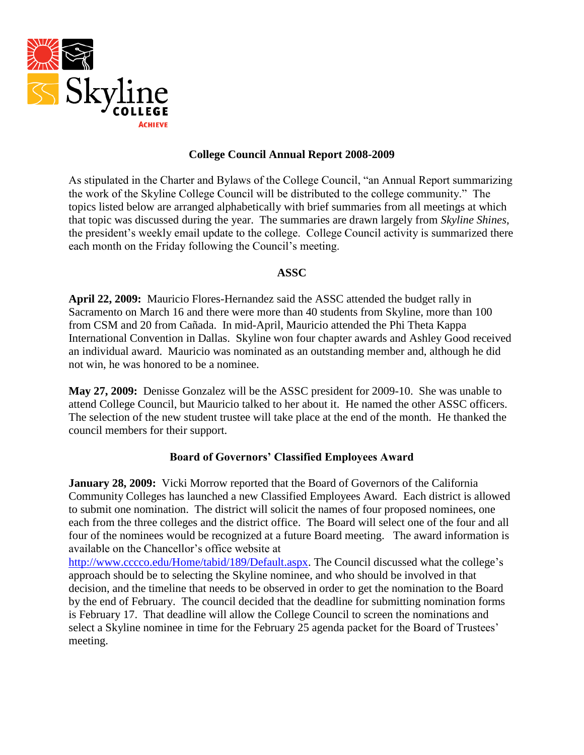# College Council Annual Report 2008-2009

As stipulated in the Charter and Bylaws of the College Council, "an Annual Report summarizing the work of the Skyline College Council will be distributed to the college community." The topics listed below are arranged alphabetically with brief summaries from all meetings at which that topic was discussed during the year. The summaries are drawn largely from *Skyline Shines*, the president's weekly email update to the college. College Council activity is summarized there each month on the Friday following the Council's meeting.

## ASSC

**April 22, 2009:** Mauricio Flores-Hernandez said the ASSC attended the budget rally in Sacramento on March 16 and there were more than 40 students from Skyline, more than 100 from CSM and 20 from Cañada. In mid-April, Mauricio attended the Phi Theta Kappa International Convention in Dallas. Skyline won four chapter awards and Ashley Good received an individual award. Mauricio was nominated as an outstanding member and, although he did not win, he was honored to be a nominee.

**May 27, 2009:** Denisse Gonzalez will be the ASSC president for 2009-10. She was unable to attend College Council, but Mauricio talked to her about it. He named the other ASSC officers. The selection of the new student trustee will take place at the end of the month. He thanked the council members for their support.

## Board of Governors' Classified Employees Award

**January 28, 2009:** Vicki Morrow reported that the Board of Governors of the California Community Colleges has launched a new Classified Employees Award. Each district is allowed to submit one nomination. The district will solicit the names of four proposed nominees, one each from the three colleges and the district office. The Board will select one of the four and all four of the nominees would be recognized at a future Board meeting. The award information is available on the Chancellor's office website at http://www.cccco.edu/Home/tabid/189/Default.aspx. The Council discussed what the college's approach should be to selecting the Skyline nominee, and who should be involved in that decision, and the timeline that needs to be observed in order to get the nomination to the Board by the end of February. The council decided that the deadline for submitting nomination forms is February 17. That deadline will allow the College Council to screen the nominations and select a Skyline nominee in time for the February 25 agenda packet for the Board of Trustees' meeting.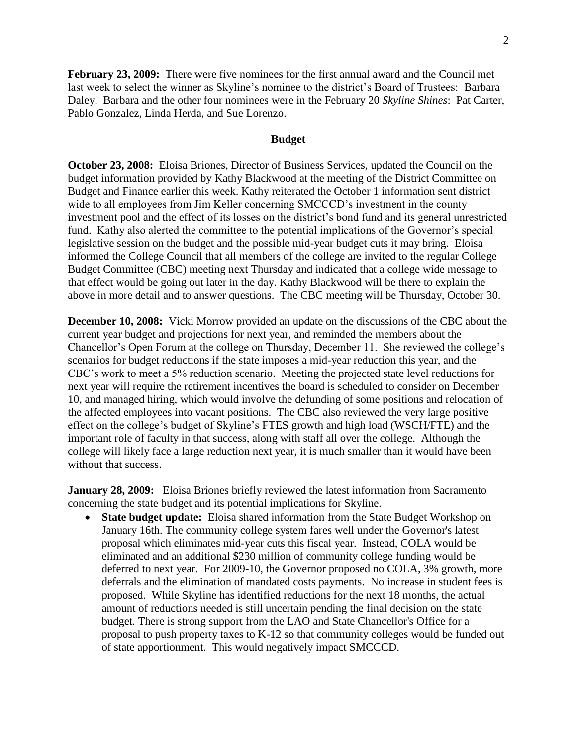**February 23, 2009:** There were five nominees for the first annual award and the Council met last week to select the winner as Skyline's nominee to the district's Board of Trustees: Barbara Daley. Barbara and the other four nominees were in the February 20 *Skyline Shines*: Pat Carter, Pablo Gonzalez, Linda Herda, and Sue Lorenzo.

## Budget

**October 23, 2008:** Eloisa Briones, Director of Business Services, updated the Council on the budget information provided by Kathy Blackwood at the meeting of the District Committee on Budget and Finance earlier this week. Kathy reiterated the October 1 information sent district wide to all employees from Jim Keller concerning SMCCCD's investment in the county investment pool and the effect of its losses on the district's bond fund and its general unrestricted fund. Kathy also alerted the committee to the potential implications of the Governor's special legislative session on the budget and the possible mid-year budget cuts it may bring. Eloisa informed the College Council that all members of the college are invited to the regular College Budget Committee (CBC) meeting next Thursday and indicated that a college wide message to that effect would be going out later in the day. Kathy Blackwood will be there to explain the above in more detail and to answer questions. The CBC meeting will be Thursday, October 30.

**December 10, 2008:** Vicki Morrow provided an update on the discussions of the CBC about the current year budget and projections for next year, and reminded the members about the Chancellor's Open Forum at the college on Thursday, December 11. She reviewed the college's scenarios for budget reductions if the state imposes a mid-year reduction this year, and the CBC's work to meet a 5% reduction scenario. Meeting the projected state level reductions for next year will require the retirement incentives the board is scheduled to consider on December 10, and managed hiring, which would involve the defunding of some positions and relocation of the affected employees into vacant positions. The CBC also reviewed the very large positive effect on the college's budget of Skyline's FTES growth and high load (WSCH/FTE) and the important role of faculty in that success, along with staff all over the college. Although the college will likely face a large reduction next year, it is much smaller than it would have been without that success.

**January 28, 2009:** Eloisa Briones briefly reviewed the latest information from Sacramento concerning the state budget and its potential implications for Skyline.

- **State budget update:** Eloisa shared information from the State Budget Workshop on January 16th. The community college system fares well under the Governor's latest proposal which eliminates mid-year cuts this fiscal year. Instead, COLA would be eliminated and an additional $230 million of community college funding would be deferred to next year. For 2009-10, the Governor proposed no COLA, 3% growth, more deferrals and the elimination of mandated costs payments. No increase in student fees is proposed. While Skyline has identified reductions for the next 18 months, the actual amount of reductions needed is still uncertain pending the final decision on the state budget. There is strong support from the LAO and State Chancellor's Office for a proposal to push property taxes to K-12 so that community colleges would be funded out of state apportionment. This would negatively impact SMCCCD.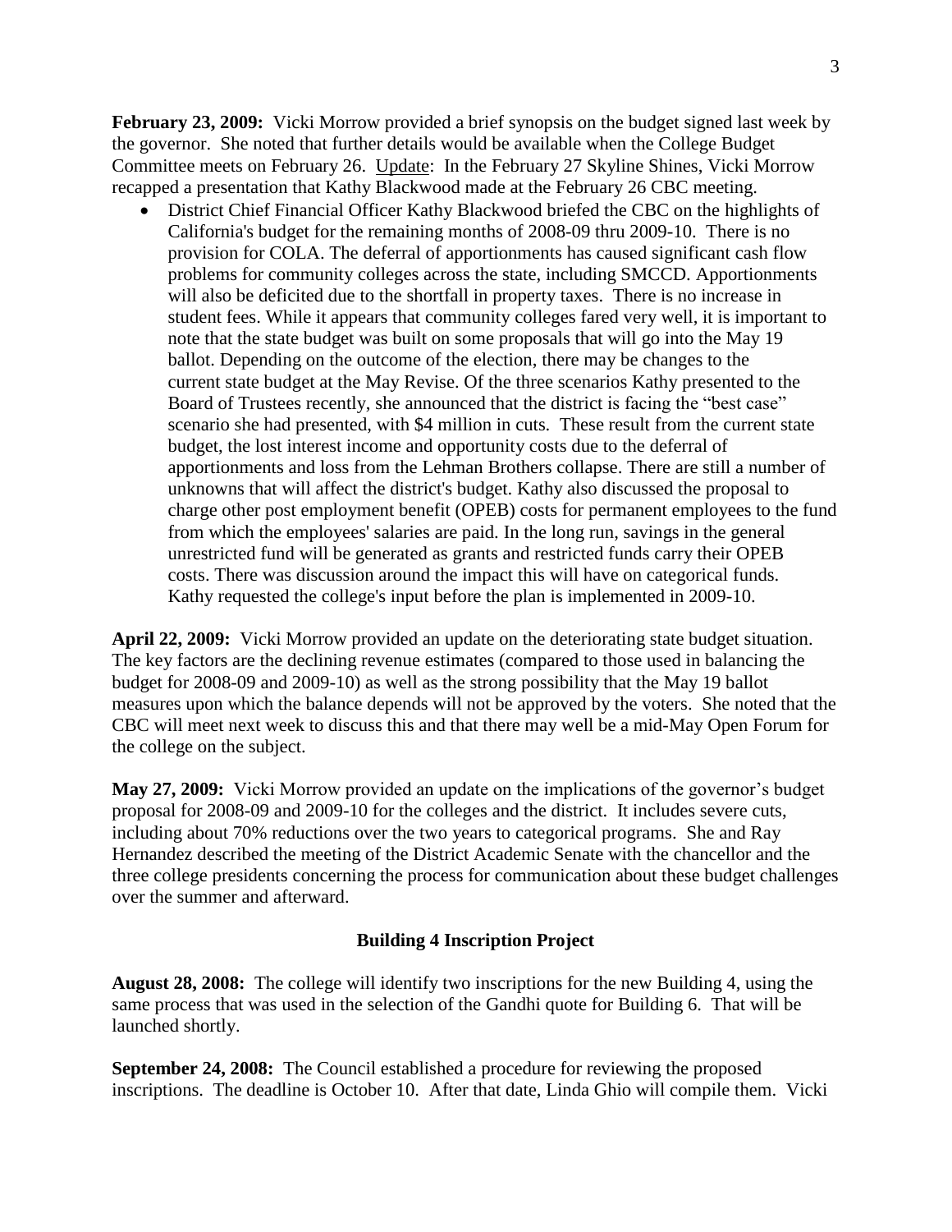**February 23, 2009:** Vicki Morrow provided a brief synopsis on the budget signed last week by the governor. She noted that further details would be available when the College Budget Committee meets on February 26. Update: In the February 27 Skyline Shines, Vicki Morrow recapped a presentation that Kathy Blackwood made at the February 26 CBC meeting.

- District Chief Financial Officer Kathy Blackwood briefed the CBC on the highlights of California's budget for the remaining months of 2008-09 thru 2009-10. There is no provision for COLA. The deferral of apportionments has caused significant cash flow problems for community colleges across the state, including SMCCD. Apportionments will also be deficited due to the shortfall in property taxes. There is no increase in student fees. While it appears that community colleges fared very well, it is important to note that the state budget was built on some proposals that will go into the May 19 ballot. Depending on the outcome of the election, there may be changes to the current state budget at the May Revise. Of the three scenarios Kathy presented to the Board of Trustees recently, she announced that the district is facing the "best case" scenario she had presented, with \$4 million in cuts. These result from the current state budget, the lost interest income and opportunity costs due to the deferral of apportionments and loss from the Lehman Brothers collapse. There are still a number of unknowns that will affect the district's budget. Kathy also discussed the proposal to charge other post employment benefit (OPEB) costs for permanent employees to the fund from which the employees' salaries are paid. In the long run, savings in the general unrestricted fund will be generated as grants and restricted funds carry their OPEB costs. There was discussion around the impact this will have on categorical funds. Kathy requested the college's input before the plan is implemented in 2009-10.

**April 22, 2009:** Vicki Morrow provided an update on the deteriorating state budget situation. The key factors are the declining revenue estimates (compared to those used in balancing the budget for 2008-09 and 2009-10) as well as the strong possibility that the May 19 ballot measures upon which the balance depends will not be approved by the voters. She noted that the CBC will meet next week to discuss this and that there may well be a mid-May Open Forum for the college on the subject.

**May 27, 2009:** Vicki Morrow provided an update on the implications of the governor's budget proposal for 2008-09 and 2009-10 for the colleges and the district. It includes severe cuts, including about 70% reductions over the two years to categorical programs. She and Ray Hernandez described the meeting of the District Academic Senate with the chancellor and the three college presidents concerning the process for communication about these budget challenges over the summer and afterward.

## Building 4 Inscription Project

**August 28, 2008:** The college will identify two inscriptions for the new Building 4, using the same process that was used in the selection of the Gandhi quote for Building 6. That will be launched shortly.

**September 24, 2008:** The Council established a procedure for reviewing the proposed inscriptions. The deadline is October 10. After that date, Linda Ghio will compile them. Vicki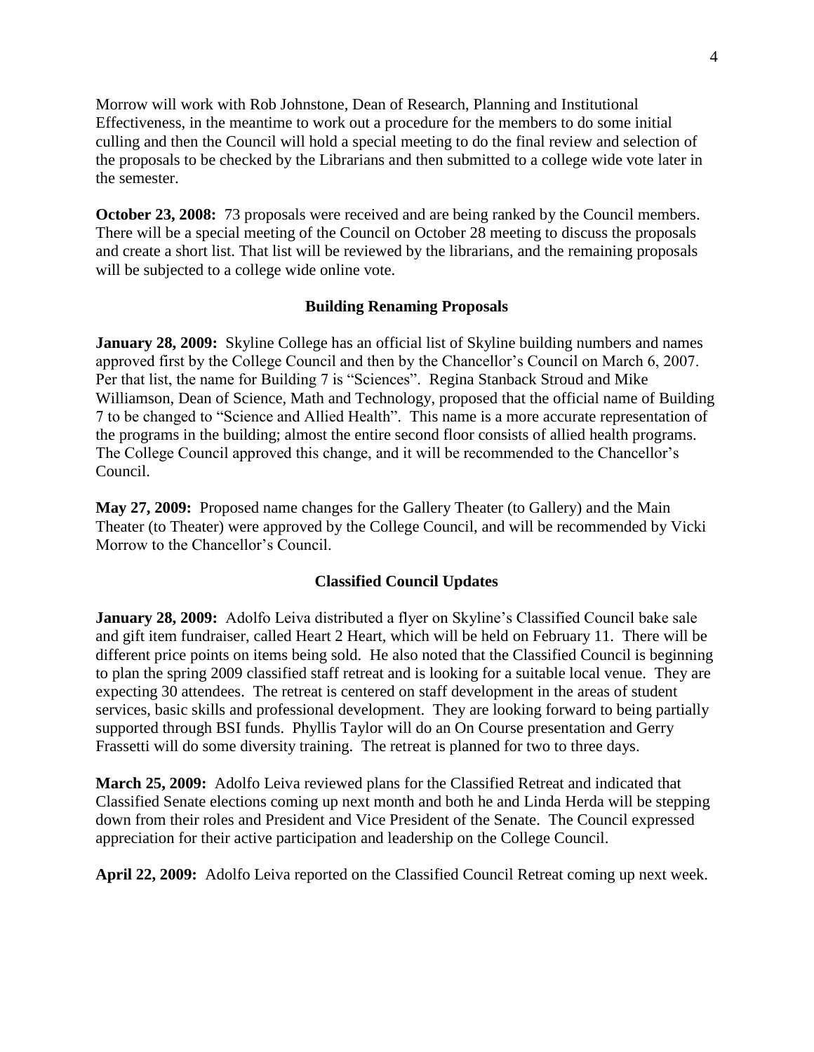Morrow will work with Rob Johnstone, Dean of Research, Planning and Institutional Effectiveness, in the meantime to work out a procedure for the members to do some initial culling and then the Council will hold a special meeting to do the final review and selection of the proposals to be checked by the Librarians and then submitted to a college wide vote later in the semester.

**October 23, 2008:** 73 proposals were received and are being ranked by the Council members. There will be a special meeting of the Council on October 28 meeting to discuss the proposals and create a short list. That list will be reviewed by the librarians, and the remaining proposals will be subjected to a college wide online vote.

### Building Renaming Proposals

**January 28, 2009:** Skyline College has an official list of Skyline building numbers and names approved first by the College Council and then by the Chancellor's Council on March 6, 2007. Per that list, the name for Building 7 is "Sciences". Regina Stanback Stroud and Mike Williamson, Dean of Science, Math and Technology, proposed that the official name of Building 7 to be changed to "Science and Allied Health". This name is a more accurate representation of the programs in the building; almost the entire second floor consists of allied health programs. The College Council approved this change, and it will be recommended to the Chancellor's Council.

**May 27, 2009:** Proposed name changes for the Gallery Theater (to Gallery) and the Main Theater (to Theater) were approved by the College Council, and will be recommended by Vicki Morrow to the Chancellor's Council.

### Classified Council Updates

**January 28, 2009:** Adolfo Leiva distributed a flyer on Skyline's Classified Council bake sale and gift item fundraiser, called Heart 2 Heart, which will be held on February 11. There will be different price points on items being sold. He also noted that the Classified Council is beginning to plan the spring 2009 classified staff retreat and is looking for a suitable local venue. They are expecting 30 attendees. The retreat is centered on staff development in the areas of student services, basic skills and professional development. They are looking forward to being partially supported through BSI funds. Phyllis Taylor will do an On Course presentation and Gerry Frassetti will do some diversity training. The retreat is planned for two to three days.

**March 25, 2009:** Adolfo Leiva reviewed plans for the Classified Retreat and indicated that Classified Senate elections coming up next month and both he and Linda Herda will be stepping down from their roles and President and Vice President of the Senate. The Council expressed appreciation for their active participation and leadership on the College Council.

**April 22, 2009:** Adolfo Leiva reported on the Classified Council Retreat coming up next week.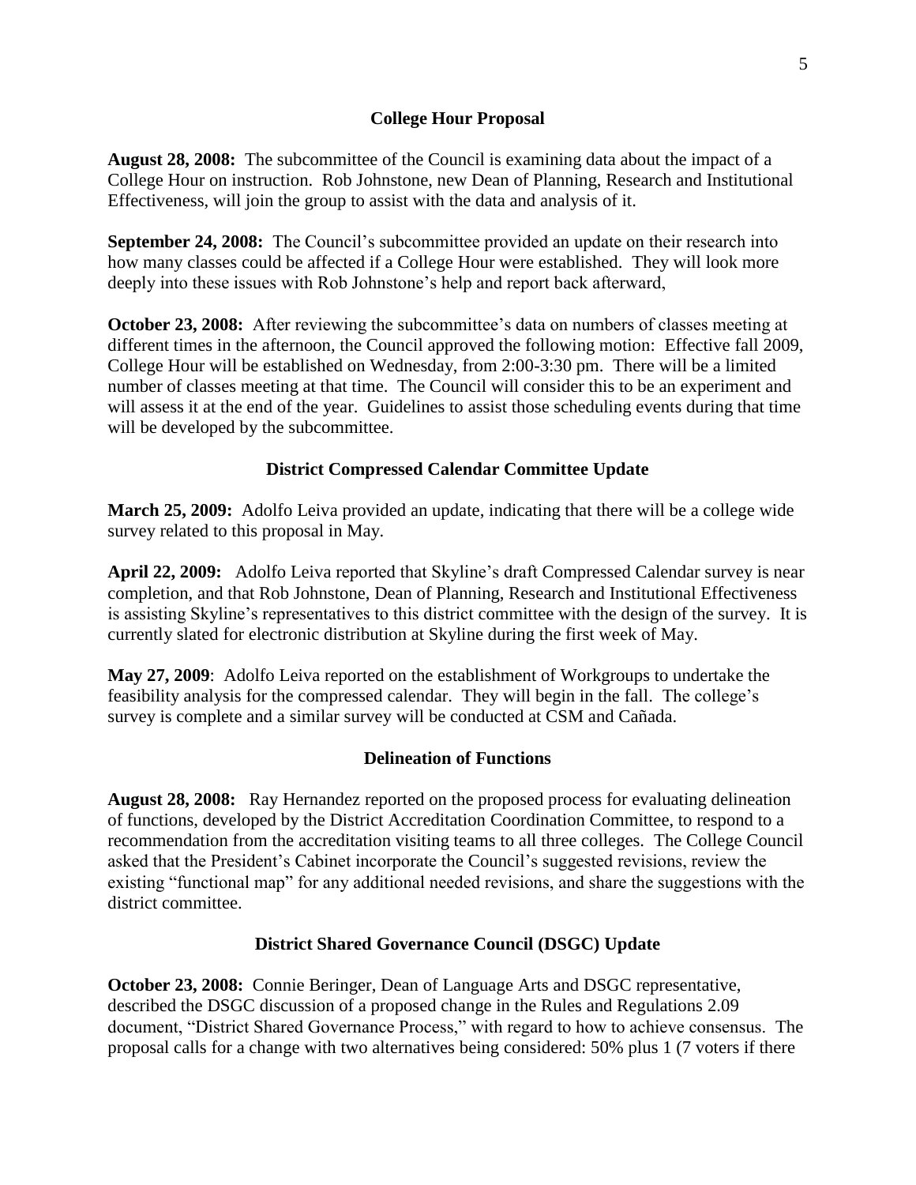## College Hour Proposal

**August 28, 2008:** The subcommittee of the Council is examining data about the impact of a College Hour on instruction. Rob Johnstone, new Dean of Planning, Research and Institutional Effectiveness, will join the group to assist with the data and analysis of it.

**September 24, 2008:** The Council's subcommittee provided an update on their research into how many classes could be affected if a College Hour were established. They will look more deeply into these issues with Rob Johnstone's help and report back afterward,

**October 23, 2008:** After reviewing the subcommittee's data on numbers of classes meeting at different times in the afternoon, the Council approved the following motion: Effective fall 2009, College Hour will be established on Wednesday, from 2:00-3:30 pm. There will be a limited number of classes meeting at that time. The Council will consider this to be an experiment and will assess it at the end of the year. Guidelines to assist those scheduling events during that time will be developed by the subcommittee.

## District Compressed Calendar Committee Update

**March 25, 2009:** Adolfo Leiva provided an update, indicating that there will be a college wide survey related to this proposal in May.

**April 22, 2009:** Adolfo Leiva reported that Skyline's draft Compressed Calendar survey is near completion, and that Rob Johnstone, Dean of Planning, Research and Institutional Effectiveness is assisting Skyline's representatives to this district committee with the design of the survey. It is currently slated for electronic distribution at Skyline during the first week of May.

**May 27, 2009**: Adolfo Leiva reported on the establishment of Workgroups to undertake the feasibility analysis for the compressed calendar. They will begin in the fall. The college's survey is complete and a similar survey will be conducted at CSM and Cañada.

## Delineation of Functions

**August 28, 2008:** Ray Hernandez reported on the proposed process for evaluating delineation of functions, developed by the District Accreditation Coordination Committee, to respond to a recommendation from the accreditation visiting teams to all three colleges. The College Council asked that the President's Cabinet incorporate the Council's suggested revisions, review the existing "functional map" for any additional needed revisions, and share the suggestions with the district committee.

## District Shared Governance Council (DSGC) Update

**October 23, 2008:** Connie Beringer, Dean of Language Arts and DSGC representative, described the DSGC discussion of a proposed change in the Rules and Regulations 2.09 document, "District Shared Governance Process," with regard to how to achieve consensus. The proposal calls for a change with two alternatives being considered: 50% plus 1 (7 voters if there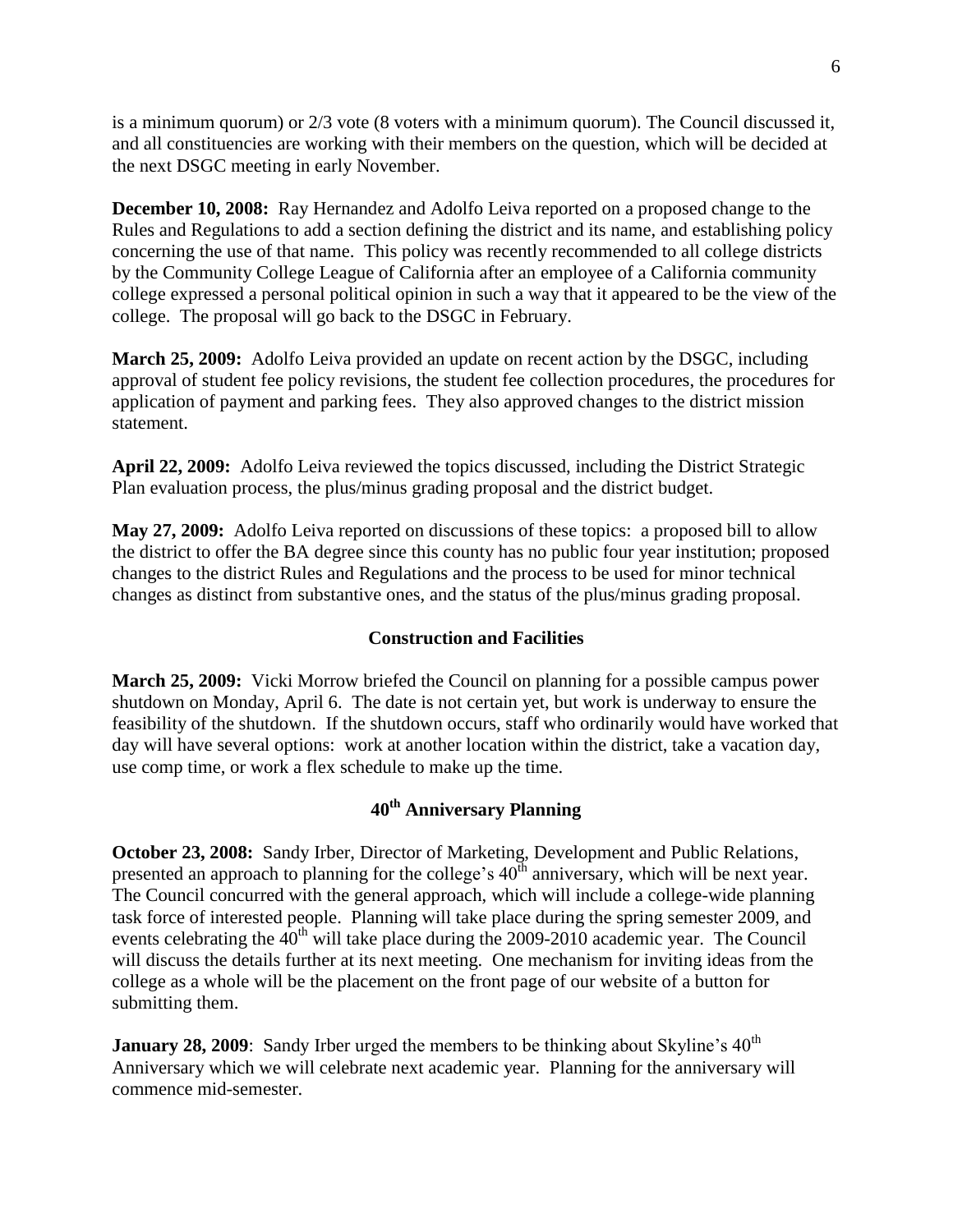is a minimum quorum) or 2/3 vote (8 voters with a minimum quorum). The Council discussed it, and all constituencies are working with their members on the question, which will be decided at the next DSGC meeting in early November.

**December 10, 2008:** Ray Hernandez and Adolfo Leiva reported on a proposed change to the Rules and Regulations to add a section defining the district and its name, and establishing policy concerning the use of that name. This policy was recently recommended to all college districts by the Community College League of California after an employee of a California community college expressed a personal political opinion in such a way that it appeared to be the view of the college. The proposal will go back to the DSGC in February.

**March 25, 2009:** Adolfo Leiva provided an update on recent action by the DSGC, including approval of student fee policy revisions, the student fee collection procedures, the procedures for application of payment and parking fees. They also approved changes to the district mission statement.

**April 22, 2009:** Adolfo Leiva reviewed the topics discussed, including the District Strategic Plan evaluation process, the plus/minus grading proposal and the district budget.

**May 27, 2009:** Adolfo Leiva reported on discussions of these topics: a proposed bill to allow the district to offer the BA degree since this county has no public four year institution; proposed changes to the district Rules and Regulations and the process to be used for minor technical changes as distinct from substantive ones, and the status of the plus/minus grading proposal.

## Construction and Facilities

**March 25, 2009:** Vicki Morrow briefed the Council on planning for a possible campus power shutdown on Monday, April 6. The date is not certain yet, but work is underway to ensure the feasibility of the shutdown. If the shutdown occurs, staff who ordinarily would have worked that day will have several options: work at another location within the district, take a vacation day, use comp time, or work a flex schedule to make up the time.

## 40th Anniversary Planning

**October 23, 2008:** Sandy Irber, Director of Marketing, Development and Public Relations, presented an approach to planning for the college's 40th anniversary, which will be next year. The Council concurred with the general approach, which will include a college-wide planning task force of interested people. Planning will take place during the spring semester 2009, and events celebrating the 40th will take place during the 2009-2010 academic year. The Council will discuss the details further at its next meeting. One mechanism for inviting ideas from the college as a whole will be the placement on the front page of our website of a button for submitting them.

**January 28, 2009**: Sandy Irber urged the members to be thinking about Skyline's 40th Anniversary which we will celebrate next academic year. Planning for the anniversary will commence mid-semester.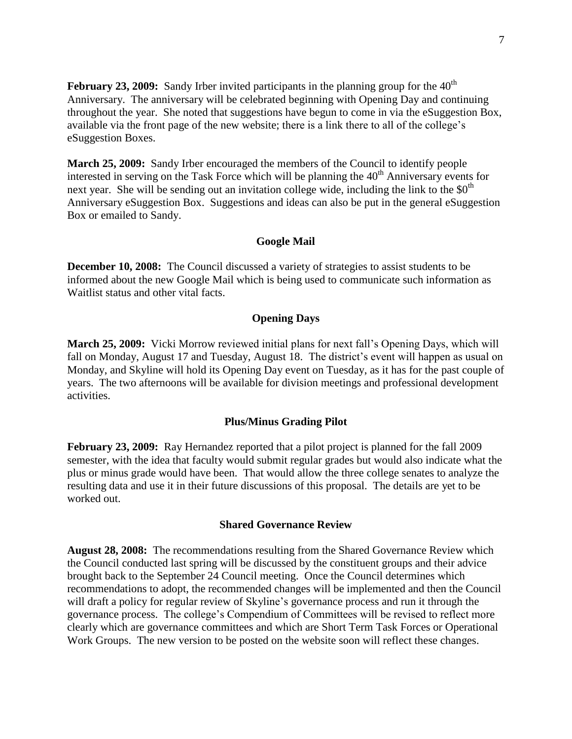**February 23, 2009:** Sandy Irber invited participants in the planning group for the 40th Anniversary. The anniversary will be celebrated beginning with Opening Day and continuing throughout the year. She noted that suggestions have begun to come in via the eSuggestion Box, available via the front page of the new website; there is a link there to all of the college's eSuggestion Boxes.

**March 25, 2009:** Sandy Irber encouraged the members of the Council to identify people interested in serving on the Task Force which will be planning the 40th Anniversary events for next year. She will be sending out an invitation college wide, including the link to the $0th Anniversary eSuggestion Box. Suggestions and ideas can also be put in the general eSuggestion Box or emailed to Sandy.

### Google Mail

**December 10, 2008:** The Council discussed a variety of strategies to assist students to be informed about the new Google Mail which is being used to communicate such information as Waitlist status and other vital facts.

### Opening Days

**March 25, 2009:** Vicki Morrow reviewed initial plans for next fall's Opening Days, which will fall on Monday, August 17 and Tuesday, August 18. The district's event will happen as usual on Monday, and Skyline will hold its Opening Day event on Tuesday, as it has for the past couple of years. The two afternoons will be available for division meetings and professional development activities.

### Plus/Minus Grading Pilot

**February 23, 2009:** Ray Hernandez reported that a pilot project is planned for the fall 2009 semester, with the idea that faculty would submit regular grades but would also indicate what the plus or minus grade would have been. That would allow the three college senates to analyze the resulting data and use it in their future discussions of this proposal. The details are yet to be worked out.

### Shared Governance Review

**August 28, 2008:** The recommendations resulting from the Shared Governance Review which the Council conducted last spring will be discussed by the constituent groups and their advice brought back to the September 24 Council meeting. Once the Council determines which recommendations to adopt, the recommended changes will be implemented and then the Council will draft a policy for regular review of Skyline's governance process and run it through the governance process. The college's Compendium of Committees will be revised to reflect more clearly which are governance committees and which are Short Term Task Forces or Operational Work Groups. The new version to be posted on the website soon will reflect these changes.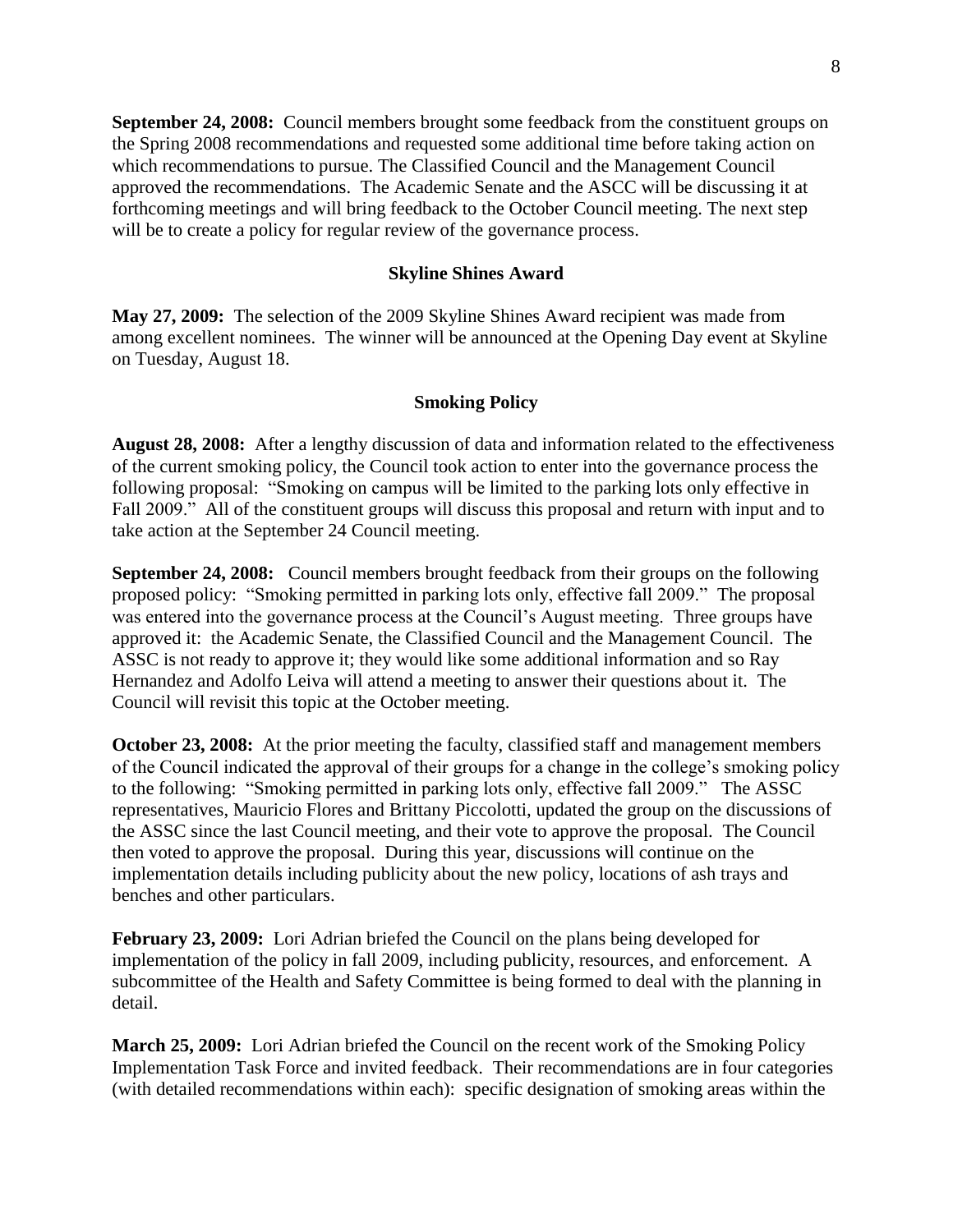**September 24, 2008:** Council members brought some feedback from the constituent groups on the Spring 2008 recommendations and requested some additional time before taking action on which recommendations to pursue. The Classified Council and the Management Council approved the recommendations. The Academic Senate and the ASCC will be discussing it at forthcoming meetings and will bring feedback to the October Council meeting. The next step will be to create a policy for regular review of the governance process.

### Skyline Shines Award

**May 27, 2009:** The selection of the 2009 Skyline Shines Award recipient was made from among excellent nominees. The winner will be announced at the Opening Day event at Skyline on Tuesday, August 18.

### Smoking Policy

**August 28, 2008:** After a lengthy discussion of data and information related to the effectiveness of the current smoking policy, the Council took action to enter into the governance process the following proposal: "Smoking on campus will be limited to the parking lots only effective in Fall 2009." All of the constituent groups will discuss this proposal and return with input and to take action at the September 24 Council meeting.

**September 24, 2008:** Council members brought feedback from their groups on the following proposed policy: "Smoking permitted in parking lots only, effective fall 2009." The proposal was entered into the governance process at the Council's August meeting. Three groups have approved it: the Academic Senate, the Classified Council and the Management Council. The ASSC is not ready to approve it; they would like some additional information and so Ray Hernandez and Adolfo Leiva will attend a meeting to answer their questions about it. The Council will revisit this topic at the October meeting.

**October 23, 2008:** At the prior meeting the faculty, classified staff and management members of the Council indicated the approval of their groups for a change in the college's smoking policy to the following: "Smoking permitted in parking lots only, effective fall 2009." The ASSC representatives, Mauricio Flores and Brittany Piccolotti, updated the group on the discussions of the ASSC since the last Council meeting, and their vote to approve the proposal. The Council then voted to approve the proposal. During this year, discussions will continue on the implementation details including publicity about the new policy, locations of ash trays and benches and other particulars.

**February 23, 2009:** Lori Adrian briefed the Council on the plans being developed for implementation of the policy in fall 2009, including publicity, resources, and enforcement. A subcommittee of the Health and Safety Committee is being formed to deal with the planning in detail.

**March 25, 2009:** Lori Adrian briefed the Council on the recent work of the Smoking Policy Implementation Task Force and invited feedback. Their recommendations are in four categories (with detailed recommendations within each): specific designation of smoking areas within the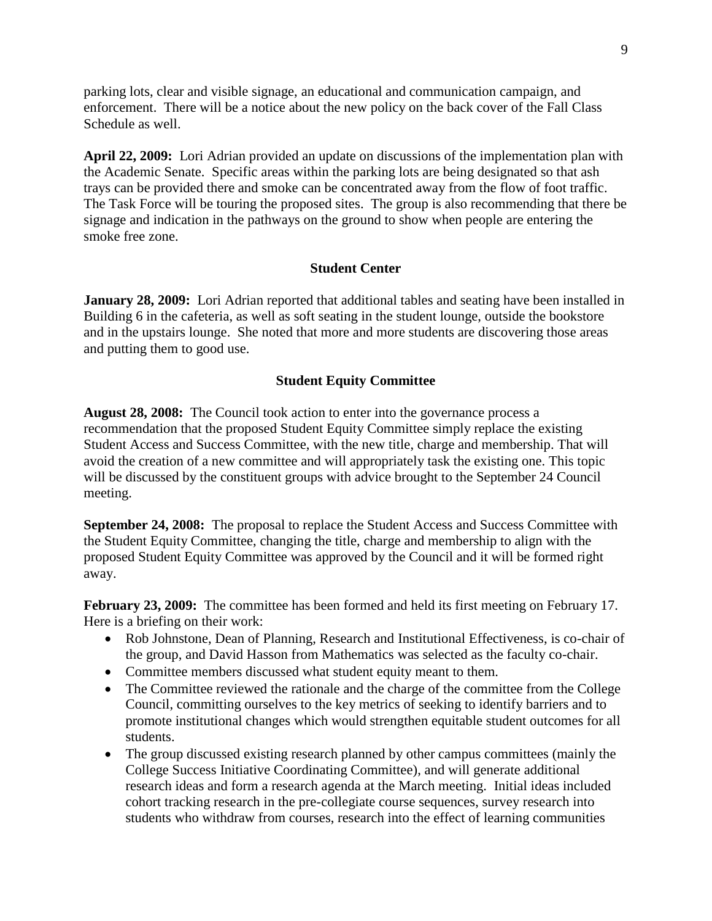parking lots, clear and visible signage, an educational and communication campaign, and enforcement. There will be a notice about the new policy on the back cover of the Fall Class Schedule as well.

**April 22, 2009:** Lori Adrian provided an update on discussions of the implementation plan with the Academic Senate. Specific areas within the parking lots are being designated so that ash trays can be provided there and smoke can be concentrated away from the flow of foot traffic. The Task Force will be touring the proposed sites. The group is also recommending that there be signage and indication in the pathways on the ground to show when people are entering the smoke free zone.

### Student Center

**January 28, 2009:** Lori Adrian reported that additional tables and seating have been installed in Building 6 in the cafeteria, as well as soft seating in the student lounge, outside the bookstore and in the upstairs lounge. She noted that more and more students are discovering those areas and putting them to good use.

### Student Equity Committee

**August 28, 2008:** The Council took action to enter into the governance process a recommendation that the proposed Student Equity Committee simply replace the existing Student Access and Success Committee, with the new title, charge and membership. That will avoid the creation of a new committee and will appropriately task the existing one. This topic will be discussed by the constituent groups with advice brought to the September 24 Council meeting.

**September 24, 2008:** The proposal to replace the Student Access and Success Committee with the Student Equity Committee, changing the title, charge and membership to align with the proposed Student Equity Committee was approved by the Council and it will be formed right away.

**February 23, 2009:** The committee has been formed and held its first meeting on February 17. Here is a briefing on their work:

- Rob Johnstone, Dean of Planning, Research and Institutional Effectiveness, is co-chair of the group, and David Hasson from Mathematics was selected as the faculty co-chair.
- Committee members discussed what student equity meant to them.
- The Committee reviewed the rationale and the charge of the committee from the College Council, committing ourselves to the key metrics of seeking to identify barriers and to promote institutional changes which would strengthen equitable student outcomes for all students.
- The group discussed existing research planned by other campus committees (mainly the College Success Initiative Coordinating Committee), and will generate additional research ideas and form a research agenda at the March meeting. Initial ideas included cohort tracking research in the pre-collegiate course sequences, survey research into students who withdraw from courses, research into the effect of learning communities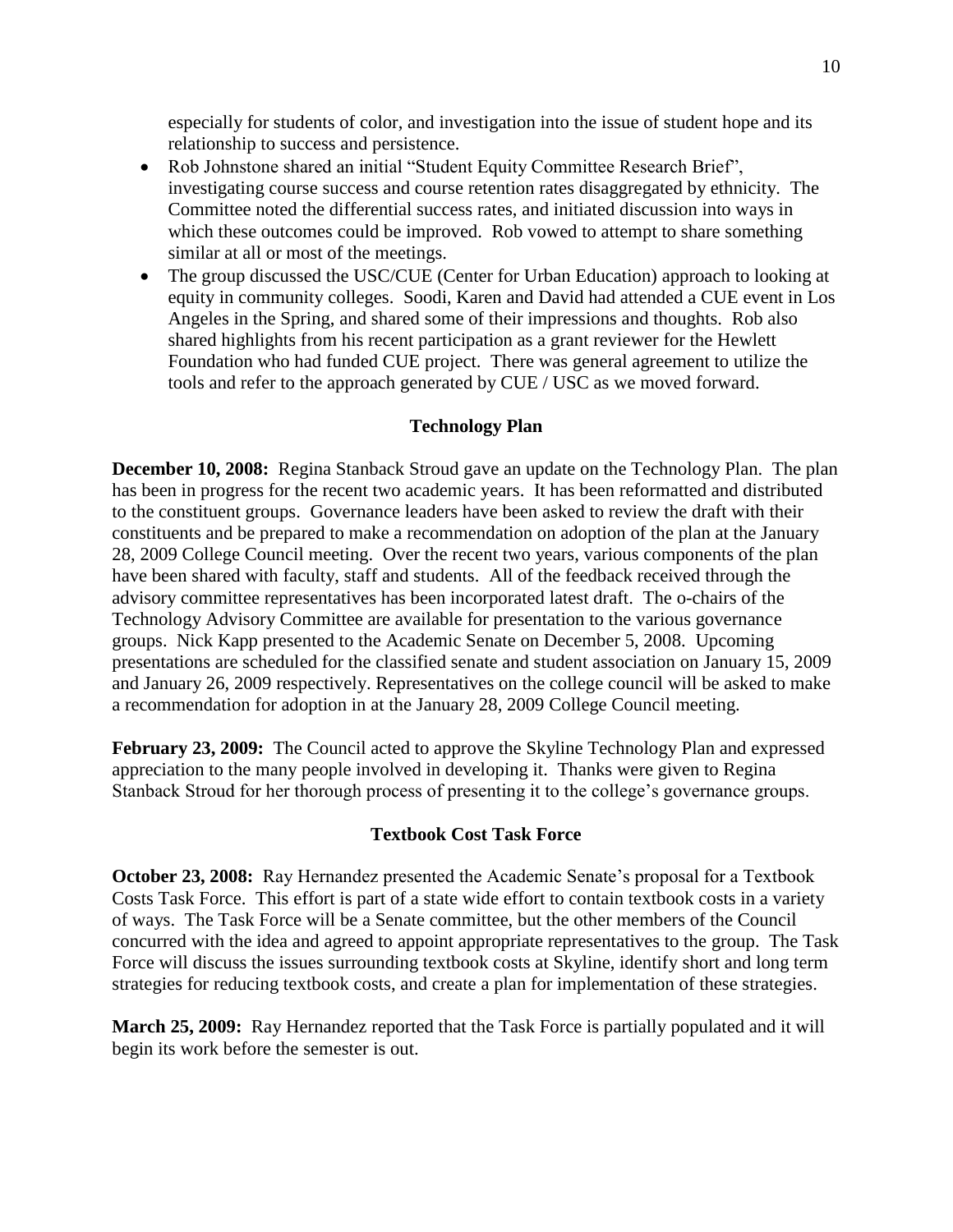especially for students of color, and investigation into the issue of student hope and its relationship to success and persistence.

- Rob Johnstone shared an initial "Student Equity Committee Research Brief", investigating course success and course retention rates disaggregated by ethnicity. The Committee noted the differential success rates, and initiated discussion into ways in which these outcomes could be improved. Rob vowed to attempt to share something similar at all or most of the meetings.
- The group discussed the USC/CUE (Center for Urban Education) approach to looking at equity in community colleges. Soodi, Karen and David had attended a CUE event in Los Angeles in the Spring, and shared some of their impressions and thoughts. Rob also shared highlights from his recent participation as a grant reviewer for the Hewlett Foundation who had funded CUE project. There was general agreement to utilize the tools and refer to the approach generated by CUE / USC as we moved forward.

**Technology Plan**

**December 10, 2008:** Regina Stanback Stroud gave an update on the Technology Plan. The plan has been in progress for the recent two academic years. It has been reformatted and distributed to the constituent groups. Governance leaders have been asked to review the draft with their constituents and be prepared to make a recommendation on adoption of the plan at the January 28, 2009 College Council meeting. Over the recent two years, various components of the plan have been shared with faculty, staff and students. All of the feedback received through the advisory committee representatives has been incorporated latest draft. The o-chairs of the Technology Advisory Committee are available for presentation to the various governance groups. Nick Kapp presented to the Academic Senate on December 5, 2008. Upcoming presentations are scheduled for the classified senate and student association on January 15, 2009 and January 26, 2009 respectively. Representatives on the college council will be asked to make a recommendation for adoption in at the January 28, 2009 College Council meeting.

**February 23, 2009:** The Council acted to approve the Skyline Technology Plan and expressed appreciation to the many people involved in developing it. Thanks were given to Regina Stanback Stroud for her thorough process of presenting it to the college's governance groups.

**Textbook Cost Task Force**

**October 23, 2008:** Ray Hernandez presented the Academic Senate's proposal for a Textbook Costs Task Force. This effort is part of a state wide effort to contain textbook costs in a variety of ways. The Task Force will be a Senate committee, but the other members of the Council concurred with the idea and agreed to appoint appropriate representatives to the group. The Task Force will discuss the issues surrounding textbook costs at Skyline, identify short and long term strategies for reducing textbook costs, and create a plan for implementation of these strategies.

**March 25, 2009:** Ray Hernandez reported that the Task Force is partially populated and it will begin its work before the semester is out.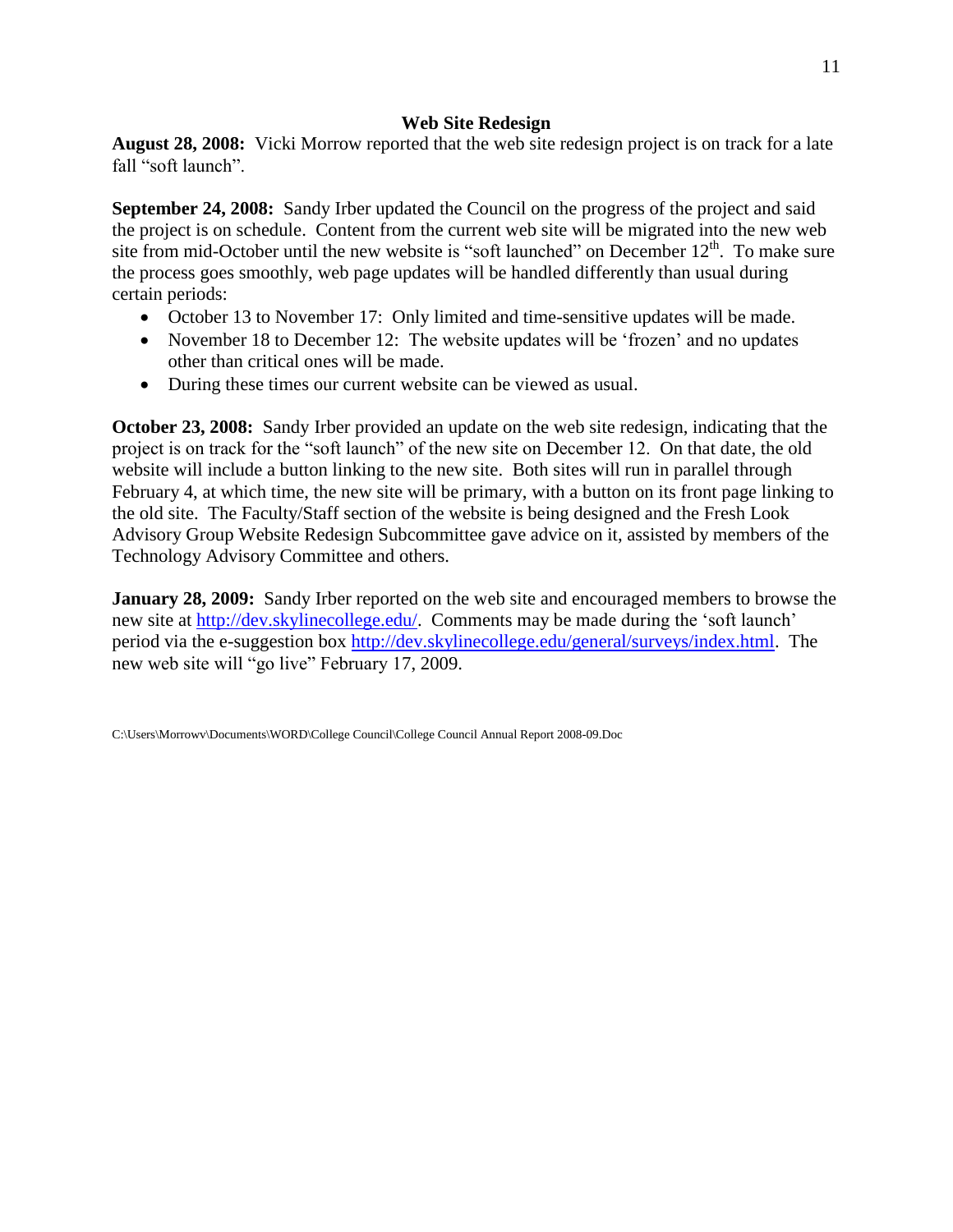## Web Site Redesign

**August 28, 2008:** Vicki Morrow reported that the web site redesign project is on track for a late fall "soft launch".

**September 24, 2008:** Sandy Irber updated the Council on the progress of the project and said the project is on schedule. Content from the current web site will be migrated into the new web site from mid-October until the new website is "soft launched" on December 12th. To make sure the process goes smoothly, web page updates will be handled differently than usual during certain periods:

- October 13 to November 17: Only limited and time-sensitive updates will be made.
- November 18 to December 12: The website updates will be 'frozen' and no updates other than critical ones will be made.
- During these times our current website can be viewed as usual.

**October 23, 2008:** Sandy Irber provided an update on the web site redesign, indicating that the project is on track for the "soft launch" of the new site on December 12. On that date, the old website will include a button linking to the new site. Both sites will run in parallel through February 4, at which time, the new site will be primary, with a button on its front page linking to the old site. The Faculty/Staff section of the website is being designed and the Fresh Look Advisory Group Website Redesign Subcommittee gave advice on it, assisted by members of the Technology Advisory Committee and others.

**January 28, 2009:** Sandy Irber reported on the web site and encouraged members to browse the new site at http://dev.skylinecollege.edu/. Comments may be made during the 'soft launch' period via the e-suggestion box http://dev.skylinecollege.edu/general/surveys/index.html. The new web site will "go live" February 17, 2009.

C:\Users\Morrowv\Documents\WORD\College Council\College Council Annual Report 2008-09.Doc